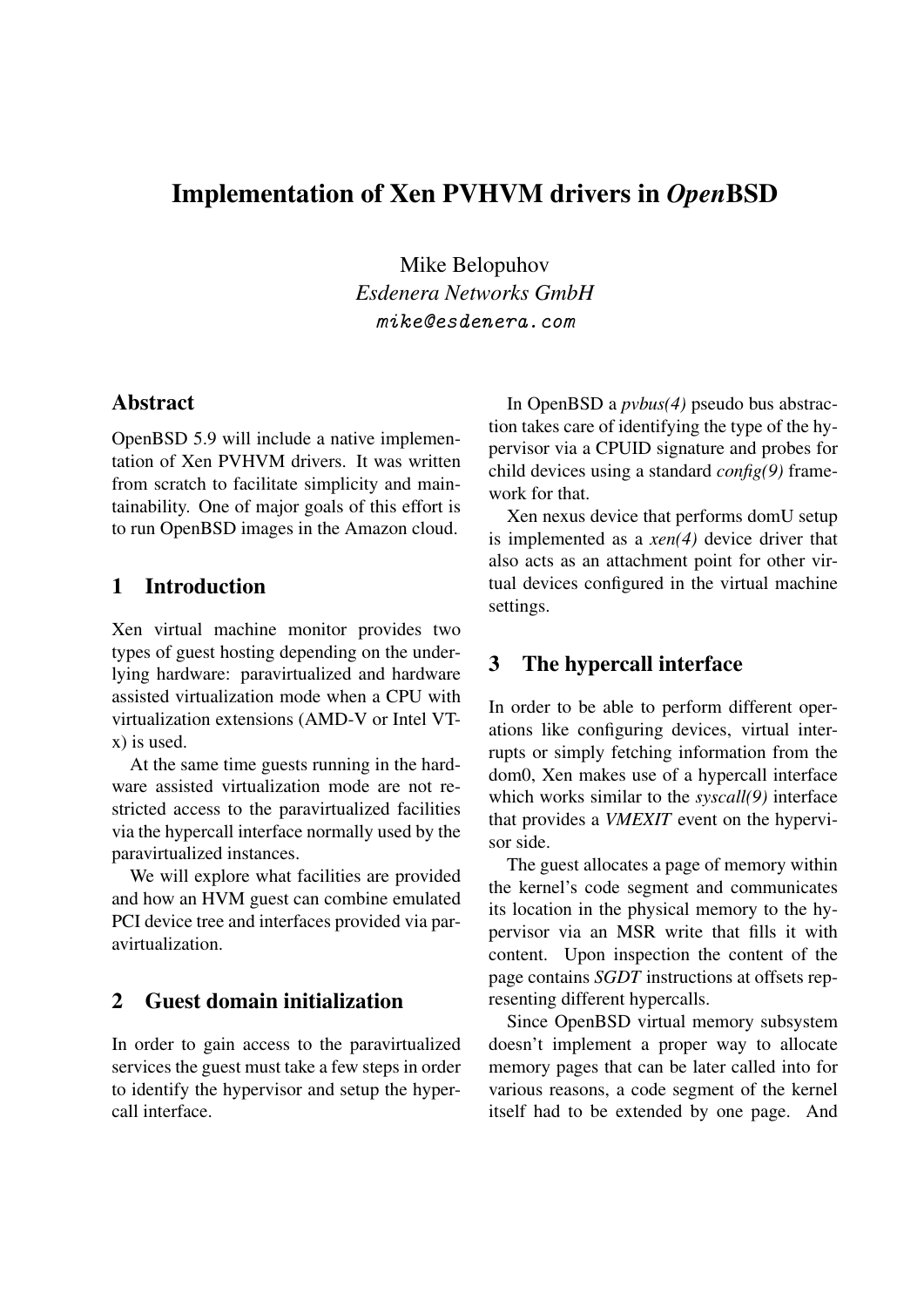# Implementation of Xen PVHVM drivers in *Open*BSD

Mike Belopuhov
*Esdenera Networks GmbH*
mike@esdenera.com

## Abstract

OpenBSD 5.9 will include a native implementation of Xen PVHVM drivers. It was written from scratch to facilitate simplicity and maintainability. One of major goals of this effort is to run OpenBSD images in the Amazon cloud.

## 1 Introduction

Xen virtual machine monitor provides two types of guest hosting depending on the underlying hardware: paravirtualized and hardware assisted virtualization mode when a CPU with virtualization extensions (AMD-V or Intel VT-x) is used.

At the same time guests running in the hardware assisted virtualization mode are not restricted access to the paravirtualized facilities via the hypercall interface normally used by the paravirtualized instances.

We will explore what facilities are provided and how an HVM guest can combine emulated PCI device tree and interfaces provided via paravirtualization.

## 2 Guest domain initialization

In order to gain access to the paravirtualized services the guest must take a few steps in order to identify the hypervisor and setup the hypercall interface.

In OpenBSD a *pvbus(4)* pseudo bus abstraction takes care of identifying the type of the hypervisor via a CPUID signature and probes for child devices using a standard *config(9)* framework for that.

Xen nexus device that performs domU setup is implemented as a *xen(4)* device driver that also acts as an attachment point for other virtual devices configured in the virtual machine settings.

## 3 The hypercall interface

In order to be able to perform different operations like configuring devices, virtual interrupts or simply fetching information from the dom0, Xen makes use of a hypercall interface which works similar to the *syscall(9)* interface that provides a *VMEXIT* event on the hypervisor side.

The guest allocates a page of memory within the kernel's code segment and communicates its location in the physical memory to the hypervisor via an MSR write that fills it with content. Upon inspection the content of the page contains *SGDT* instructions at offsets representing different hypercalls.

Since OpenBSD virtual memory subsystem doesn't implement a proper way to allocate memory pages that can be later called into for various reasons, a code segment of the kernel itself had to be extended by one page. And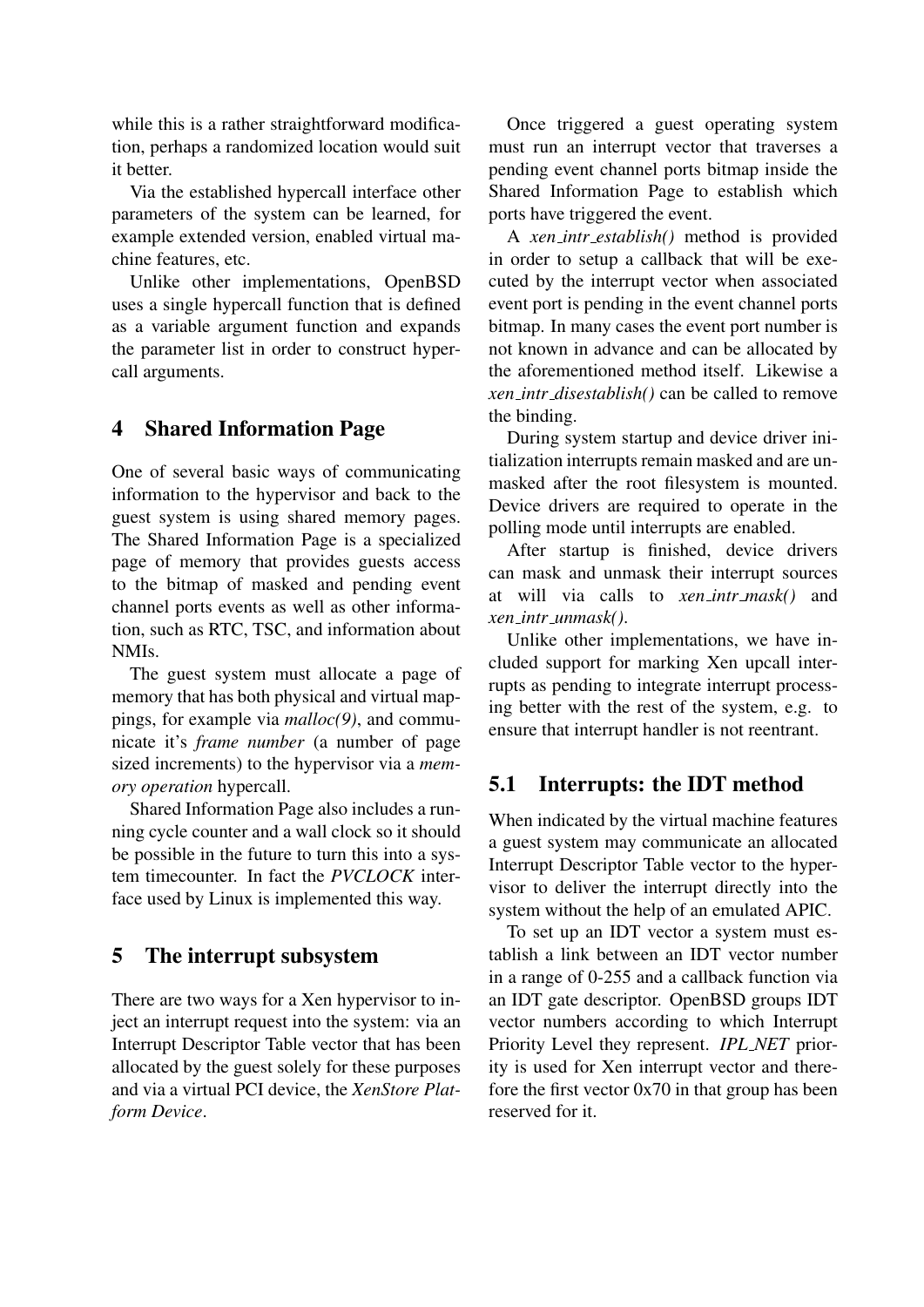while this is a rather straightforward modification, perhaps a randomized location would suit it better.

Via the established hypercall interface other parameters of the system can be learned, for example extended version, enabled virtual machine features, etc.

Unlike other implementations, OpenBSD uses a single hypercall function that is defined as a variable argument function and expands the parameter list in order to construct hypercall arguments.

## 4 Shared Information Page

One of several basic ways of communicating information to the hypervisor and back to the guest system is using shared memory pages. The Shared Information Page is a specialized page of memory that provides guests access to the bitmap of masked and pending event channel ports events as well as other information, such as RTC, TSC, and information about NMIs.

The guest system must allocate a page of memory that has both physical and virtual mappings, for example via *malloc(9)*, and communicate it's *frame number* (a number of page sized increments) to the hypervisor via a *memory operation* hypercall.

Shared Information Page also includes a running cycle counter and a wall clock so it should be possible in the future to turn this into a system timecounter. In fact the *PVCLOCK* interface used by Linux is implemented this way.

## 5 The interrupt subsystem

There are two ways for a Xen hypervisor to inject an interrupt request into the system: via an Interrupt Descriptor Table vector that has been allocated by the guest solely for these purposes and via a virtual PCI device, the *XenStore Platform Device*.

Once triggered a guest operating system must run an interrupt vector that traverses a pending event channel ports bitmap inside the Shared Information Page to establish which ports have triggered the event.

A *xen_intr_establish()* method is provided in order to setup a callback that will be executed by the interrupt vector when associated event port is pending in the event channel ports bitmap. In many cases the event port number is not known in advance and can be allocated by the aforementioned method itself. Likewise a *xen_intr_disestablish()* can be called to remove the binding.

During system startup and device driver initialization interrupts remain masked and are unmasked after the root filesystem is mounted. Device drivers are required to operate in the polling mode until interrupts are enabled.

After startup is finished, device drivers can mask and unmask their interrupt sources at will via calls to *xen_intr_mask()* and *xen_intr_unmask()*.

Unlike other implementations, we have included support for marking Xen upcall interrupts as pending to integrate interrupt processing better with the rest of the system, e.g. to ensure that interrupt handler is not reentrant.

### 5.1 Interrupts: the IDT method

When indicated by the virtual machine features a guest system may communicate an allocated Interrupt Descriptor Table vector to the hypervisor to deliver the interrupt directly into the system without the help of an emulated APIC.

To set up an IDT vector a system must establish a link between an IDT vector number in a range of 0-255 and a callback function via an IDT gate descriptor. OpenBSD groups IDT vector numbers according to which Interrupt Priority Level they represent. *IPL_NET* priority is used for Xen interrupt vector and therefore the first vector 0x70 in that group has been reserved for it.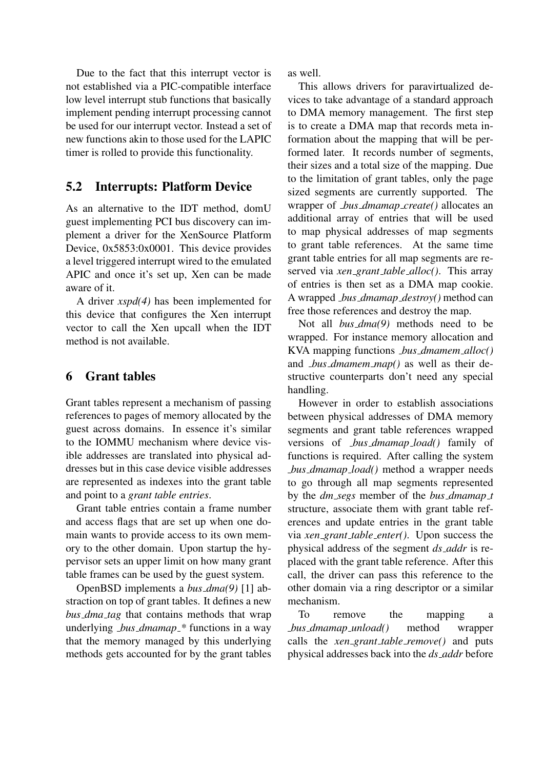Due to the fact that this interrupt vector is not established via a PIC-compatible interface low level interrupt stub functions that basically implement pending interrupt processing cannot be used for our interrupt vector. Instead a set of new functions akin to those used for the LAPIC timer is rolled to provide this functionality.

## 5.2 Interrupts: Platform Device

As an alternative to the IDT method, domU guest implementing PCI bus discovery can implement a driver for the XenSource Platform Device, 0x5853:0x0001. This device provides a level triggered interrupt wired to the emulated APIC and once it's set up, Xen can be made aware of it.

A driver *xspd(4)* has been implemented for this device that configures the Xen interrupt vector to call the Xen upcall when the IDT method is not available.

# 6 Grant tables

Grant tables represent a mechanism of passing references to pages of memory allocated by the guest across domains. In essence it's similar to the IOMMU mechanism where device visible addresses are translated into physical addresses but in this case device visible addresses are represented as indexes into the grant table and point to a *grant table entries*.

Grant table entries contain a frame number and access flags that are set up when one domain wants to provide access to its own memory to the other domain. Upon startup the hypervisor sets an upper limit on how many grant table frames can be used by the guest system.

OpenBSD implements a *bus_dma(9)* [1] abstraction on top of grant tables. It defines a new *bus_dma_tag* that contains methods that wrap underlying *_bus_dmamap_** functions in a way that the memory managed by this underlying methods gets accounted for by the grant tables as well.

This allows drivers for paravirtualized devices to take advantage of a standard approach to DMA memory management. The first step is to create a DMA map that records meta information about the mapping that will be performed later. It records number of segments, their sizes and a total size of the mapping. Due to the limitation of grant tables, only the page sized segments are currently supported. The wrapper of *_bus_dmamap_create()* allocates an additional array of entries that will be used to map physical addresses of map segments to grant table references. At the same time grant table entries for all map segments are reserved via *xen_grant_table_alloc()*. This array of entries is then set as a DMA map cookie. A wrapped *_bus_dmamap_destroy()* method can free those references and destroy the map.

Not all *bus_dma(9)* methods need to be wrapped. For instance memory allocation and KVA mapping functions *_bus_dmamem_alloc()* and *_bus_dmamem_map()* as well as their destructive counterparts don't need any special handling.

However in order to establish associations between physical addresses of DMA memory segments and grant table references wrapped versions of *_bus_dmamap_load()* family of functions is required. After calling the system *_bus_dmamap_load()* method a wrapper needs to go through all map segments represented by the *dm_segs* member of the *bus_dmamap_t* structure, associate them with grant table references and update entries in the grant table via *xen_grant_table_enter()*. Upon success the physical address of the segment *ds_addr* is replaced with the grant table reference. After this call, the driver can pass this reference to the other domain via a ring descriptor or a similar mechanism.

To remove the mapping a *_bus_dmamap_unload()* method wrapper calls the *xen_grant_table_remove()* and puts physical addresses back into the *ds_addr* before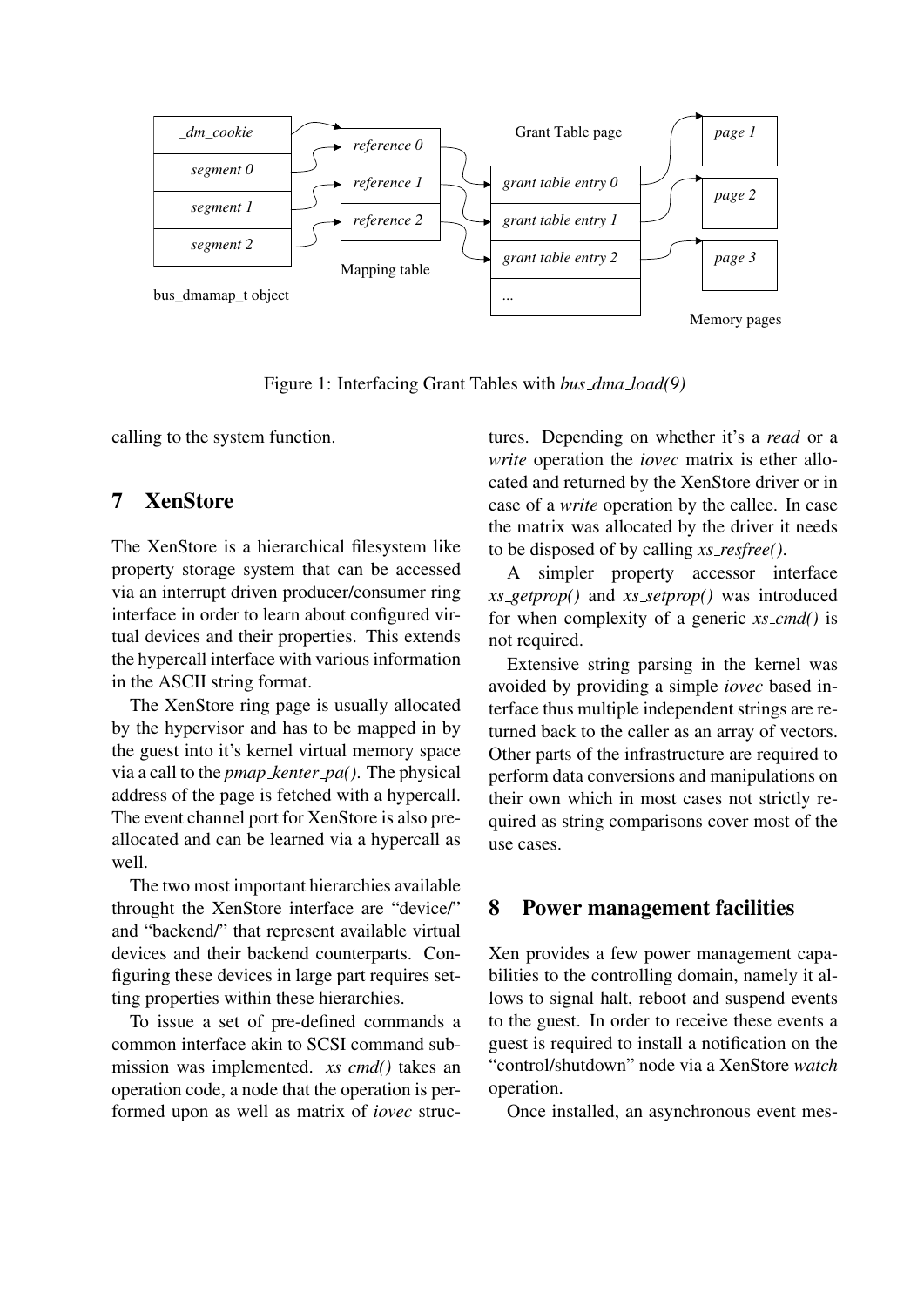Figure 1: Interfacing Grant Tables with *bus_dma_load(9)*

calling to the system function.

## 7 XenStore

The XenStore is a hierarchical filesystem like property storage system that can be accessed via an interrupt driven producer/consumer ring interface in order to learn about configured virtual devices and their properties. This extends the hypercall interface with various information in the ASCII string format.

The XenStore ring page is usually allocated by the hypervisor and has to be mapped in by the guest into it's kernel virtual memory space via a call to the *pmap_kenter_pa()*. The physical address of the page is fetched with a hypercall. The event channel port for XenStore is also preallocated and can be learned via a hypercall as well.

The two most important hierarchies available throught the XenStore interface are "device/" and "backend/" that represent available virtual devices and their backend counterparts. Configuring these devices in large part requires setting properties within these hierarchies.

To issue a set of pre-defined commands a common interface akin to SCSI command submission was implemented. *xs_cmd()* takes an operation code, a node that the operation is performed upon as well as matrix of *iovec* structures. Depending on whether it's a *read* or a *write* operation the *iovec* matrix is ether allocated and returned by the XenStore driver or in case of a *write* operation by the callee. In case the matrix was allocated by the driver it needs to be disposed of by calling *xs_resfree()*.

A simpler property accessor interface *xs_getprop()* and *xs_setprop()* was introduced for when complexity of a generic *xs_cmd()* is not required.

Extensive string parsing in the kernel was avoided by providing a simple *iovec* based interface thus multiple independent strings are returned back to the caller as an array of vectors. Other parts of the infrastructure are required to perform data conversions and manipulations on their own which in most cases not strictly required as string comparisons cover most of the use cases.

## 8 Power managment facilities

Xen provides a few power management capabilities to the controlling domain, namely it allows to signal halt, reboot and suspend events to the guest. In order to receive these events a guest is required to install a notification on the "control/shutdown" node via a XenStore *watch* operation.

Once installed, an asynchronous event mes-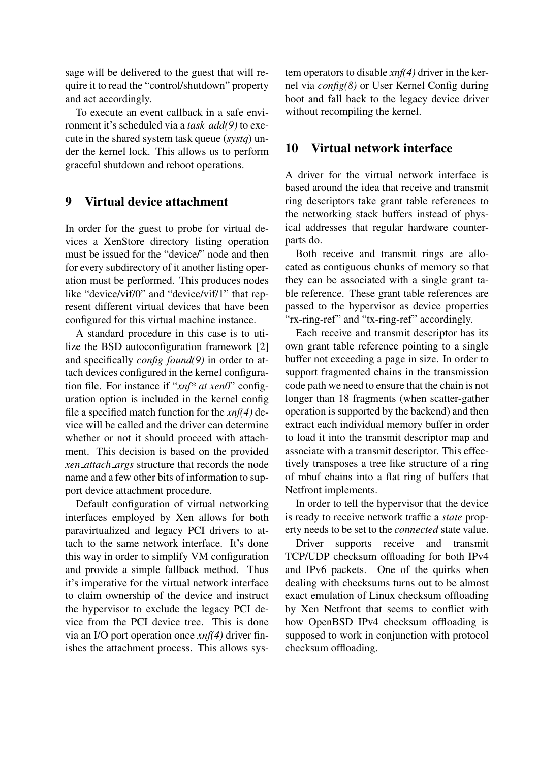sage will be delivered to the guest that will require it to read the "control/shutdown" property and act accordingly.

To execute an event callback in a safe environment it's scheduled via a *task_add(9)* to execute in the shared system task queue (*systq*) under the kernel lock. This allows us to perform graceful shutdown and reboot operations.

## 9 Virtual device attachment

In order for the guest to probe for virtual devices a XenStore directory listing operation must be issued for the "device/" node and then for every subdirectory of it another listing operation must be performed. This produces nodes like "device/vif/0" and "device/vif/1" that represent different virtual devices that have been configured for this virtual machine instance.

A standard procedure in this case is to utilize the BSD autoconfiguration framework [2] and specifically *config_found(9)* in order to attach devices configured in the kernel configuration file. For instance if "*xnf\* at xen0*" configuration option is included in the kernel config file a specified match function for the *xnf(4)* device will be called and the driver can determine whether or not it should proceed with attachment. This decision is based on the provided *xen_attach_args* structure that records the node name and a few other bits of information to support device attachment procedure.

Default configuration of virtual networking interfaces employed by Xen allows for both paravirtualized and legacy PCI drivers to attach to the same network interface. It's done this way in order to simplify VM configuration and provide a simple fallback method. Thus it's imperative for the virtual network interface to claim ownership of the device and instruct the hypervisor to exclude the legacy PCI device from the PCI device tree. This is done via an I/O port operation once *xnf(4)* driver finishes the attachment process. This allows system operators to disable *xnf(4)* driver in the kernel via *config(8)* or User Kernel Config during boot and fall back to the legacy device driver without recompiling the kernel.

## 10 Virtual network interface

A driver for the virtual network interface is based around the idea that receive and transmit ring descriptors take grant table references to the networking stack buffers instead of physical addresses that regular hardware counterparts do.

Both receive and transmit rings are allocated as contiguous chunks of memory so that they can be associated with a single grant table reference. These grant table references are passed to the hypervisor as device properties "rx-ring-ref" and "tx-ring-ref" accordingly.

Each receive and transmit descriptor has its own grant table reference pointing to a single buffer not exceeding a page in size. In order to support fragmented chains in the transmission code path we need to ensure that the chain is not longer than 18 fragments (when scatter-gather operation is supported by the backend) and then extract each individual memory buffer in order to load it into the transmit descriptor map and associate with a transmit descriptor. This effectively transposes a tree like structure of a ring of mbuf chains into a flat ring of buffers that Netfront implements.

In order to tell the hypervisor that the device is ready to receive network traffic a *state* property needs to be set to the *connected* state value.

Driver supports receive and transmit TCP/UDP checksum offloading for both IPv4 and IPv6 packets. One of the quirks when dealing with checksums turns out to be almost exact emulation of Linux checksum offloading by Xen Netfront that seems to conflict with how OpenBSD IPv4 checksum offloading is supposed to work in conjunction with protocol checksum offloading.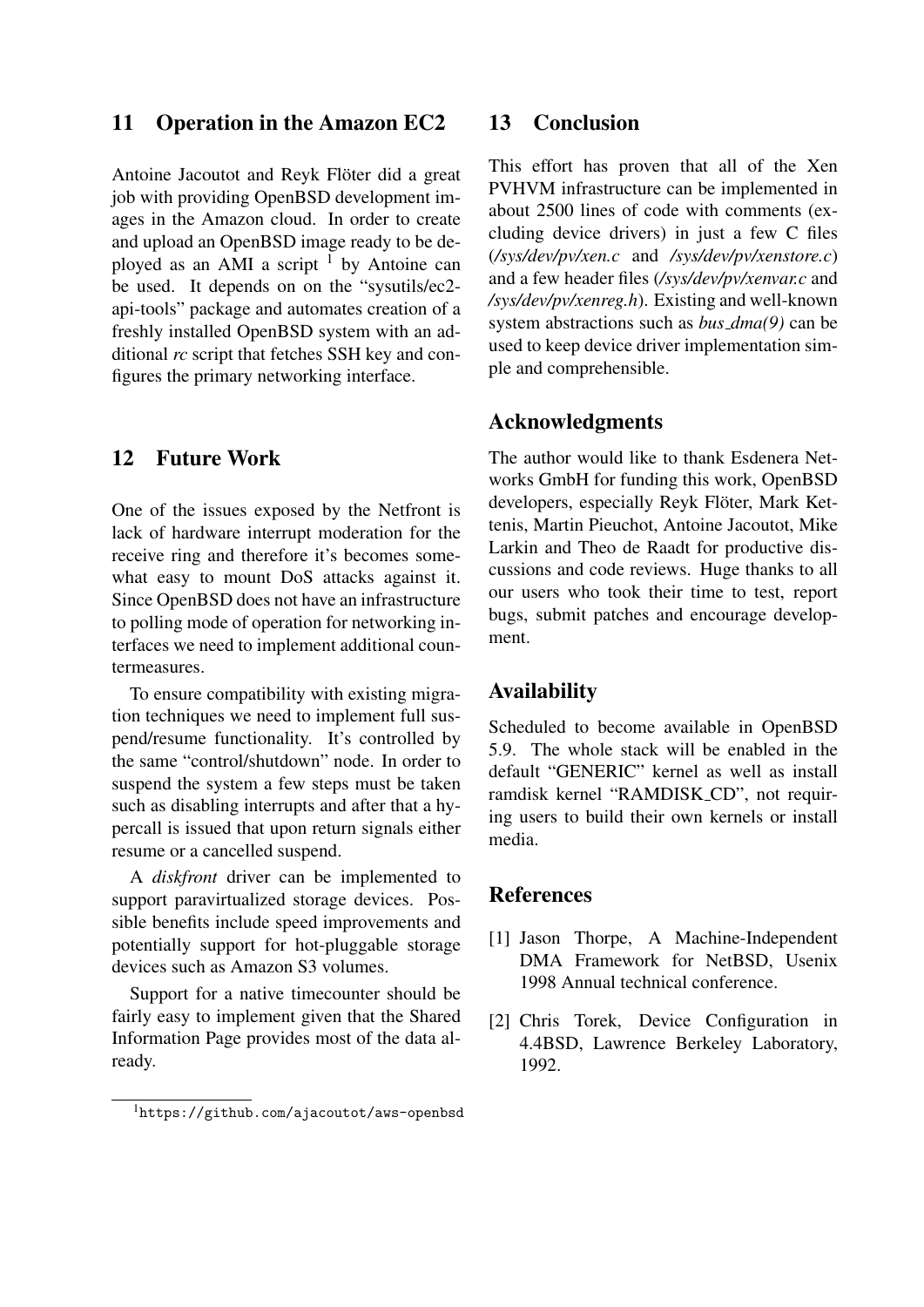## 11 Operation in the Amazon EC2

Antoine Jacoutot and Reyk Flöter did a great job with providing OpenBSD development images in the Amazon cloud. In order to create and upload an OpenBSD image ready to be deployed as an AMI a script [1] by Antoine can be used. It depends on on the "sysutils/ec2-api-tools" package and automates creation of a freshly installed OpenBSD system with an additional *rc* script that fetches SSH key and configures the primary networking interface.

## 12 Future Work

One of the issues exposed by the Netfront is lack of hardware interrupt moderation for the receive ring and therefore it's becomes somewhat easy to mount DoS attacks against it. Since OpenBSD does not have an infrastructure to polling mode of operation for networking interfaces we need to implement additional countermeasures.

To ensure compatibility with existing migration techniques we need to implement full suspend/resume functionality. It's controlled by the same "control/shutdown" node. In order to suspend the system a few steps must be taken such as disabling interrupts and after that a hypercall is issued that upon return signals either resume or a cancelled suspend.

A *diskfront* driver can be implemented to support paravirtualized storage devices. Possible benefits include speed improvements and potentially support for hot-pluggable storage devices such as Amazon S3 volumes.

Support for a native timecounter should be fairly easy to implement given that the Shared Information Page provides most of the data already.

[1] `https://github.com/ajacoutot/aws-openbsd`

## 13 Conclusion

This effort has proven that all of the Xen PVHVM infrastructure can be implemented in about 2500 lines of code with comments (excluding device drivers) in just a few C files (*/sys/dev/pv/xen.c* and */sys/dev/pv/xenstore.c*) and a few header files (*/sys/dev/pv/xenvar.c* and */sys/dev/pv/xenreg.h*). Existing and well-known system abstractions such as *bus_dma(9)* can be used to keep device driver implementation simple and comprehensible.

## Acknowledgments

The author would like to thank Esdenera Networks GmbH for funding this work, OpenBSD developers, especially Reyk Flöter, Mark Kettenis, Martin Pieuchot, Antoine Jacoutot, Mike Larkin and Theo de Raadt for productive discussions and code reviews. Huge thanks to all our users who took their time to test, report bugs, submit patches and encourage development.

## Availability

Scheduled to become available in OpenBSD 5.9. The whole stack will be enabled in the default "GENERIC" kernel as well as install ramdisk kernel "RAMDISK_CD", not requiring users to build their own kernels or install media.

## References

[1] Jason Thorpe, A Machine-Independent DMA Framework for NetBSD, Usenix 1998 Annual technical conference.

[2] Chris Torek, Device Configuration in 4.4BSD, Lawrence Berkeley Laboratory, 1992.